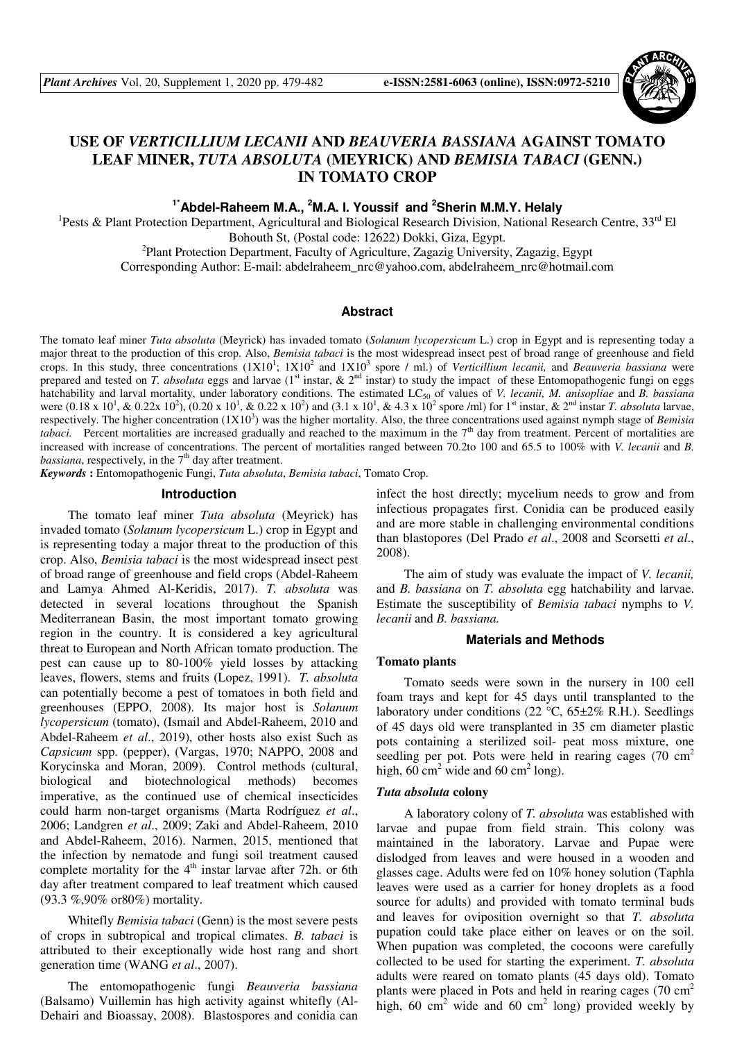# USE OF *VERTICILLIUM LECANII* AND *BEAUVERIA BASSIANA* AGAINST TOMATO LEAF MINER, *TUTA ABSOLUTA* (MEYRICK) AND *BEMISIA TABACI* (GENN.) IN TOMATO CROP

**[1*]Abdel-Raheem M.A., [2]M.A. I. Youssif and [2]Sherin M.M.Y. Helaly**

[1]Pests & Plant Protection Department, Agricultural and Biological Research Division, National Research Centre, 33[rd] El Bohouth St, (Postal code: 12622) Dokki, Giza, Egypt.

[2]Plant Protection Department, Faculty of Agriculture, Zagazig University, Zagazig, Egypt

Corresponding Author: E-mail: abdelraheem_nrc@yahoo.com, abdelraheem_nrc@hotmail.com

## Abstract

The tomato leaf miner *Tuta absoluta* (Meyrick) has invaded tomato (*Solanum lycopersicum* L.) crop in Egypt and is representing today a major threat to the production of this crop. Also, *Bemisia tabaci* is the most widespread insect pest of broad range of greenhouse and field crops. In this study, three concentrations ($1X10^1$; $1X10^2$ and $1X10^3$ spore / ml.) of *Verticillium lecanii,* and *Beauveria bassiana* were prepared and tested on *T. absoluta* eggs and larvae (1[st] instar, & 2[nd] instar) to study the impact of these Entomopathogenic fungi on eggs hatchability and larval mortality, under laboratory conditions. The estimated $LC_{50}$ of values of *V. lecanii, M. anisopliae* and *B. bassiana* were ($0.18 \times 10^1$, & $0.22x\ 10^2$), ($0.20 \times 10^1$, & $0.22 \times 10^2$) and ($3.1 \times 10^1$, & $4.3 \times 10^2$ spore /ml) for 1[st] instar, & 2[nd] instar *T. absoluta* larvae, respectively. The higher concentration ($1X10^3$) was the higher mortality. Also, the three concentrations used against nymph stage of *Bemisia tabaci.* Percent mortalities are increased gradually and reached to the maximum in the 7[th] day from treatment. Percent of mortalities are increased with increase of concentrations. The percent of mortalities ranged between 70.2to 100 and 65.5 to 100% with *V. lecanii* and *B. bassiana*, respectively, in the 7[th] day after treatment.

***Keywords*** **:** Entomopathogenic Fungi, *Tuta absoluta*, *Bemisia tabaci*, Tomato Crop.

## Introduction

The tomato leaf miner *Tuta absoluta* (Meyrick) has invaded tomato (*Solanum lycopersicum* L.) crop in Egypt and is representing today a major threat to the production of this crop. Also, *Bemisia tabaci* is the most widespread insect pest of broad range of greenhouse and field crops (Abdel-Raheem and Lamya Ahmed Al-Keridis, 2017). *T. absoluta* was detected in several locations throughout the Spanish Mediterranean Basin, the most important tomato growing region in the country. It is considered a key agricultural threat to European and North African tomato production. The pest can cause up to 80-100% yield losses by attacking leaves, flowers, stems and fruits (Lopez, 1991). *T. absoluta* can potentially become a pest of tomatoes in both field and greenhouses (EPPO, 2008). Its major host is *Solanum lycopersicum* (tomato), (Ismail and Abdel-Raheem, 2010 and Abdel-Raheem *et al*., 2019), other hosts also exist Such as *Capsicum* spp. (pepper), (Vargas, 1970; NAPPO, 2008 and Korycinska and Moran, 2009). Control methods (cultural, biological and biotechnological methods) becomes imperative, as the continued use of chemical insecticides could harm non-target organisms (Marta Rodríguez *et al*., 2006; Landgren *et al*., 2009; Zaki and Abdel-Raheem, 2010 and Abdel-Raheem, 2016). Narmen, 2015, mentioned that the infection by nematode and fungi soil treatment caused complete mortality for the 4[th] instar larvae after 72h. or 6th day after treatment compared to leaf treatment which caused (93.3 %,90% or80%) mortality.

Whitefly *Bemisia tabaci* (Genn) is the most severe pests of crops in subtropical and tropical climates. *B. tabaci* is attributed to their exceptionally wide host rang and short generation time (WANG *et al*., 2007).

The entomopathogenic fungi *Beauveria bassiana* (Balsamo) Vuillemin has high activity against whitefly (Al-Dehairi and Bioassay, 2008). Blastospores and conidia can infect the host directly; mycelium needs to grow and from infectious propagates first. Conidia can be produced easily and are more stable in challenging environmental conditions than blastopores (Del Prado *et al*., 2008 and Scorsetti *et al*., 2008).

The aim of study was evaluate the impact of *V. lecanii,* and *B. bassiana* on *T. absoluta* egg hatchability and larvae. Estimate the susceptibility of *Bemisia tabaci* nymphs to *V. lecanii* and *B. bassiana.*

## Materials and Methods

### Tomato plants

Tomato seeds were sown in the nursery in 100 cell foam trays and kept for 45 days until transplanted to the laboratory under conditions (22 °C, 65±2% R.H.). Seedlings of 45 days old were transplanted in 35 cm diameter plastic pots containing a sterilized soil- peat moss mixture, one seedling per pot. Pots were held in rearing cages (70 $cm^2$ high, 60 $cm^2$ wide and 60 $cm^2$ long).

### *Tuta absoluta* colony

A laboratory colony of *T. absoluta* was established with larvae and pupae from field strain. This colony was maintained in the laboratory. Larvae and Pupae were dislodged from leaves and were housed in a wooden and glasses cage. Adults were fed on 10% honey solution (Taphla leaves were used as a carrier for honey droplets as a food source for adults) and provided with tomato terminal buds and leaves for oviposition overnight so that *T. absoluta* pupation could take place either on leaves or on the soil. When pupation was completed, the cocoons were carefully collected to be used for starting the experiment. *T. absoluta* adults were reared on tomato plants (45 days old). Tomato plants were placed in Pots and held in rearing cages (70 $cm^2$ high, 60 $cm^2$ wide and 60 $cm^2$ long) provided weekly by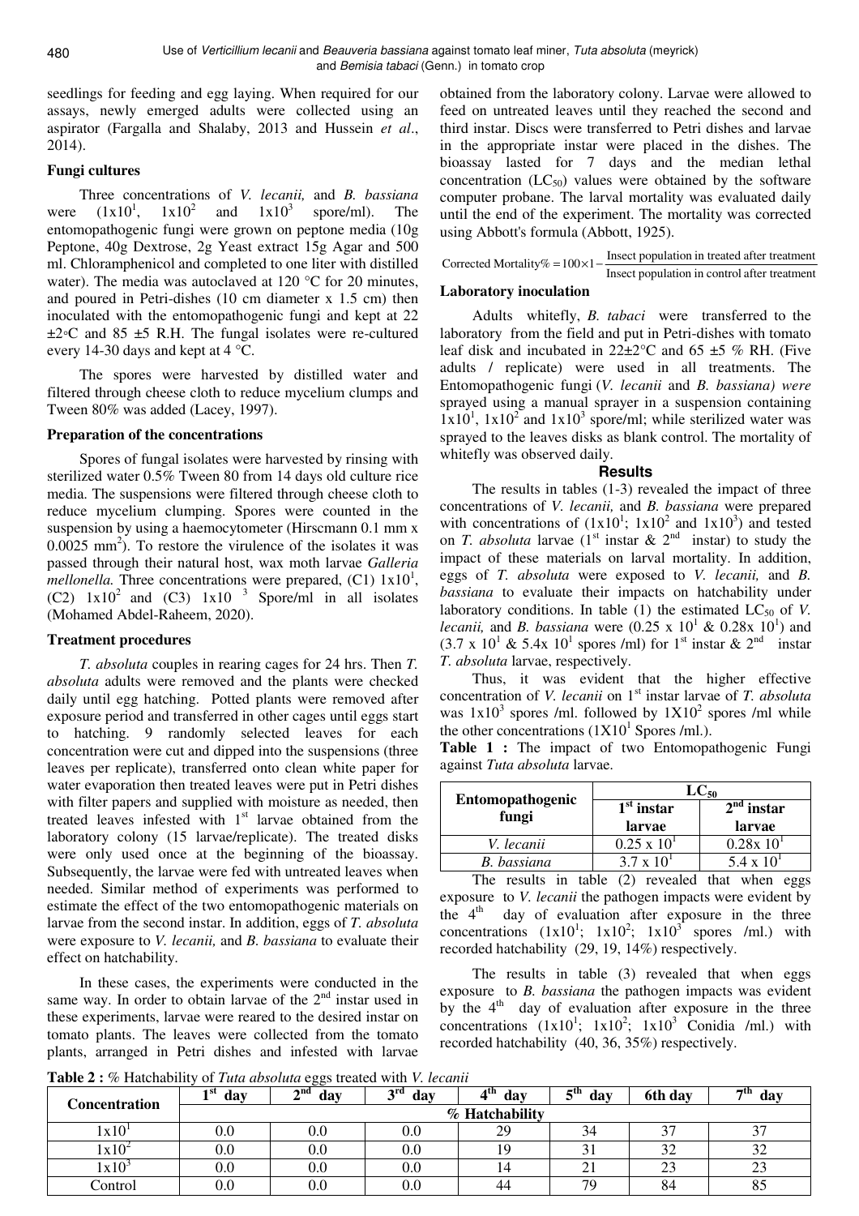seedlings for feeding and egg laying. When required for our assays, newly emerged adults were collected using an aspirator (Fargalla and Shalaby, 2013 and Hussein *et al*., 2014).

### Fungi cultures

Three concentrations of *V. lecanii,* and *B. bassiana* were ($1x10^1$, $1x10^2$ and $1x10^3$ spore/ml). The entomopathogenic fungi were grown on peptone media (10g Peptone, 40g Dextrose, 2g Yeast extract 15g Agar and 500 ml. Chloramphenicol and completed to one liter with distilled water). The media was autoclaved at 120 °C for 20 minutes, and poured in Petri-dishes (10 cm diameter x 1.5 cm) then inoculated with the entomopathogenic fungi and kept at 22 ±2°C and 85 ±5 R.H. The fungal isolates were re-cultured every 14-30 days and kept at 4 °C.

The spores were harvested by distilled water and filtered through cheese cloth to reduce mycelium clumps and Tween 80% was added (Lacey, 1997).

### Preparation of the concentrations

Spores of fungal isolates were harvested by rinsing with sterilized water 0.5% Tween 80 from 14 days old culture rice media. The suspensions were filtered through cheese cloth to reduce mycelium clumping. Spores were counted in the suspension by using a haemocytometer (Hirscmann 0.1 mm x 0.0025 $mm^2$). To restore the virulence of the isolates it was passed through their natural host, wax moth larvae *Galleria mellonella.* Three concentrations were prepared, (C1) $1x10^1$, (C2) $1x10^2$ and (C3) $1x10^3$ Spore/ml in all isolates (Mohamed Abdel-Raheem, 2020).

### Treatment procedures

*T. absoluta* couples in rearing cages for 24 hrs. Then *T. absoluta* adults were removed and the plants were checked daily until egg hatching. Potted plants were removed after exposure period and transferred in other cages until eggs start to hatching. 9 randomly selected leaves for each concentration were cut and dipped into the suspensions (three leaves per replicate), transferred onto clean white paper for water evaporation then treated leaves were put in Petri dishes with filter papers and supplied with moisture as needed, then treated leaves infested with 1st larvae obtained from the laboratory colony (15 larvae/replicate). The treated disks were only used once at the beginning of the bioassay. Subsequently, the larvae were fed with untreated leaves when needed. Similar method of experiments was performed to estimate the effect of the two entomopathogenic materials on larvae from the second instar. In addition, eggs of *T. absoluta* were exposure to *V. lecanii,* and *B. bassiana* to evaluate their effect on hatchability.

In these cases, the experiments were conducted in the same way. In order to obtain larvae of the 2nd instar used in these experiments, larvae were reared to the desired instar on tomato plants. The leaves were collected from the tomato plants, arranged in Petri dishes and infested with larvae obtained from the laboratory colony. Larvae were allowed to feed on untreated leaves until they reached the second and third instar. Discs were transferred to Petri dishes and larvae in the appropriate instar were placed in the dishes. The bioassay lasted for 7 days and the median lethal concentration ($LC_{50}$) values were obtained by the software computer probane. The larval mortality was evaluated daily until the end of the experiment. The mortality was corrected using Abbott's formula (Abbott, 1925).

$$\text{Corrected Mortality\%} = 100 \times 1 - \frac{\text{Insect population in treated after treatment}}{\text{Insect population in control after treatment}}$$

### Laboratory inoculation

Adults whitefly, *B. tabaci* were transferred to the laboratory from the field and put in Petri-dishes with tomato leaf disk and incubated in 22±2°C and 65 ±5 % RH. (Five adults / replicate) were used in all treatments. The Entomopathogenic fungi (*V. lecanii* and *B. bassiana) were* sprayed using a manual sprayer in a suspension containing $1x10^1$, $1x10^2$ and $1x10^3$ spore/ml; while sterilized water was sprayed to the leaves disks as blank control. The mortality of whitefly was observed daily.

## Results

The results in tables (1-3) revealed the impact of three concentrations of *V. lecanii,* and *B. bassiana* were prepared with concentrations of ($1x10^1$; $1x10^2$ and $1x10^3$) and tested on *T. absoluta* larvae (1st instar & 2nd instar) to study the impact of these materials on larval mortality. In addition, eggs of *T. absoluta* were exposed to *V. lecanii,* and *B. bassiana* to evaluate their impacts on hatchability under laboratory conditions. In table (1) the estimated $LC_{50}$ of *V. lecanii,* and *B. bassiana* were ($0.25 \times 10^1$ & $0.28 \times 10^1$) and ($3.7 \times 10^1$ & $5.4 \times 10^1$ spores /ml) for 1st instar & 2nd instar *T. absoluta* larvae, respectively.

Thus, it was evident that the higher effective concentration of *V. lecanii* on 1st instar larvae of *T. absoluta* was $1x10^3$ spores /ml. followed by $1X10^2$ spores /ml while the other concentrations ($1X10^1$ Spores /ml.).

**Table 1 :** The impact of two Entomopathogenic Fungi against *Tuta absoluta* larvae.

| Entomopathogenic fungi | $LC_{50}$ | |
|---|---|---|
| | 1st instar larvae | 2nd instar larvae |
| *V. lecanii* | $0.25 \times 10^1$ | $0.28 \times 10^1$ |
| *B. bassiana* | $3.7 \times 10^1$ | $5.4 \times 10^1$ |

The results in table (2) revealed that when eggs exposure to *V. lecanii* the pathogen impacts were evident by the 4th day of evaluation after exposure in the three concentrations ($1x10^1$; $1x10^2$; $1x10^3$ spores /ml.) with recorded hatchability (29, 19, 14%) respectively.

The results in table (3) revealed that when eggs exposure to *B. bassiana* the pathogen impacts was evident by the 4th day of evaluation after exposure in the three concentrations ($1x10^1$; $1x10^2$; $1x10^3$ Conidia /ml.) with recorded hatchability (40, 36, 35%) respectively.

**Table 2 :** % Hatchability of *Tuta absoluta* eggs treated with *V. lecanii*

| Concentration | 1st day | 2nd day | 3rd day | 4th day | 5th day | 6th day | 7th day |
|---|---|---|---|---|---|---|---|
| | % Hatchability | | | | | | |
| $1x10^1$ | 0.0 | 0.0 | 0.0 | 29 | 34 | 37 | 37 |
| $1x10^2$ | 0.0 | 0.0 | 0.0 | 19 | 31 | 32 | 32 |
| $1x10^3$ | 0.0 | 0.0 | 0.0 | 14 | 21 | 23 | 23 |
| Control | 0.0 | 0.0 | 0.0 | 44 | 79 | 84 | 85 |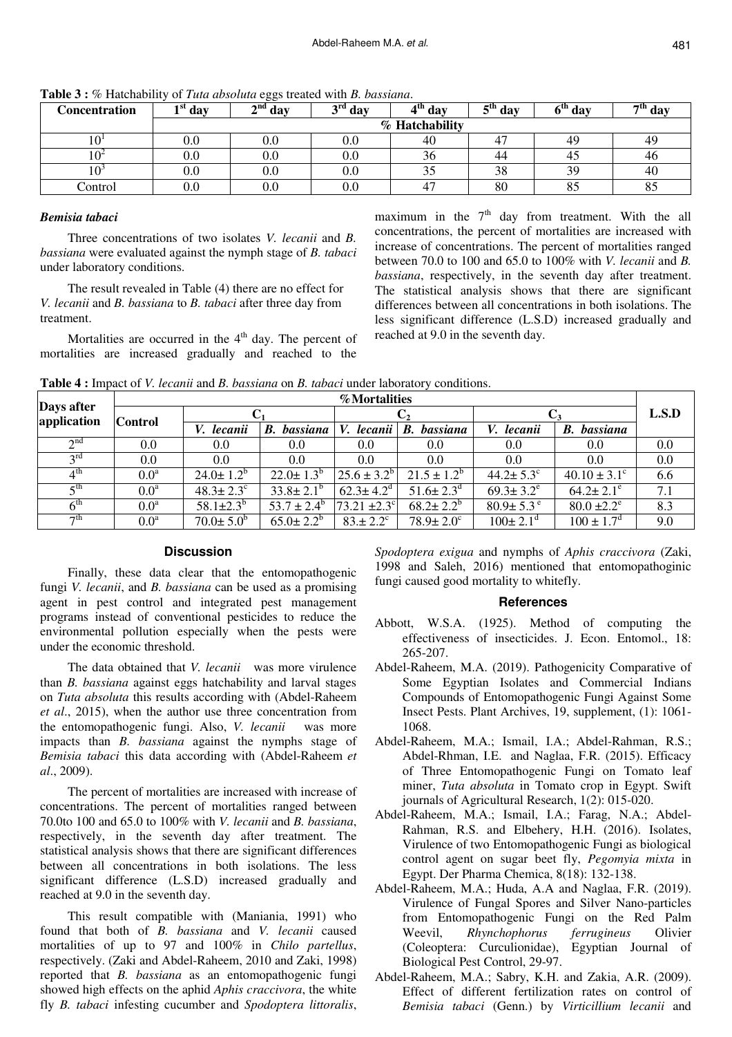**Table 3 :** % Hatchability of *Tuta absoluta* eggs treated with *B. bassiana*.

| Concentration | 1st day | 2nd day | 3rd day | 4th day | 5th day | 6th day | 7th day |
|---|---|---|---|---|---|---|---|
| | % Hatchability | | | | | | |
| $10^1$ | 0.0 | 0.0 | 0.0 | 40 | 47 | 49 | 49 |
| $10^2$ | 0.0 | 0.0 | 0.0 | 36 | 44 | 45 | 46 |
| $10^3$ | 0.0 | 0.0 | 0.0 | 35 | 38 | 39 | 40 |
| Control | 0.0 | 0.0 | 0.0 | 47 | 80 | 85 | 85 |

### *Bemisia tabaci*

Three concentrations of two isolates *V. lecanii* and *B. bassiana* were evaluated against the nymph stage of *B. tabaci* under laboratory conditions.

The result revealed in Table (4) there are no effect for *V. lecanii* and *B. bassiana* to *B. tabaci* after three day from treatment.

Mortalities are occurred in the 4th day. The percent of mortalities are increased gradually and reached to the maximum in the 7th day from treatment. With the all concentrations, the percent of mortalities are increased with increase of concentrations. The percent of mortalities ranged between 70.0 to 100 and 65.0 to 100% with *V. lecanii* and *B. bassiana*, respectively, in the seventh day after treatment. The statistical analysis shows that there are significant differences between all concentrations in both isolations. The less significant difference (L.S.D) increased gradually and reached at 9.0 in the seventh day.

**Table 4 :** Impact of *V. lecanii* and *B. bassiana* on *B. tabaci* under laboratory conditions.

| Days after application | %Mortalities | | | | | | | L.S.D |
|---|---|---|---|---|---|---|---|---|
| | Control | $C_1$ | | $C_2$ | | $C_3$ | | |
| | | *V. lecanii* | *B. bassiana* | *V. lecanii* | *B. bassiana* | *V. lecanii* | *B. bassiana* | |
| 2nd | 0.0 | 0.0 | 0.0 | 0.0 | 0.0 | 0.0 | 0.0 | 0.0 |
| 3rd | 0.0 | 0.0 | 0.0 | 0.0 | 0.0 | 0.0 | 0.0 | 0.0 |
| 4th | $0.0^a$ | $24.0 \pm 1.2^b$ | $22.0 \pm 1.3^b$ | $25.6 \pm 3.2^b$ | $21.5 \pm 1.2^b$ | $44.2 \pm 5.3^c$ | $40.10 \pm 3.1^c$ | 6.6 |
| 5th | $0.0^a$ | $48.3 \pm 2.3^c$ | $33.8 \pm 2.1^b$ | $62.3 \pm 4.2^d$ | $51.6 \pm 2.3^d$ | $69.3 \pm 3.2^e$ | $64.2 \pm 2.1^e$ | 7.1 |
| 6th | $0.0^a$ | $58.1 \pm 2.3^b$ | $53.7 \pm 2.4^b$ | $73.21 \pm 2.3^c$ | $68.2 \pm 2.2^b$ | $80.9 \pm 5.3^e$ | $80.0 \pm 2.2^e$ | 8.3 |
| 7th | $0.0^a$ | $70.0 \pm 5.0^b$ | $65.0 \pm 2.2^b$ | $83. \pm 2.2^c$ | $78.9 \pm 2.0^c$ | $100 \pm 2.1^d$ | $100 \pm 1.7^d$ | 9.0 |

## Discussion

Finally, these data clear that the entomopathogenic fungi *V. lecanii*, and *B. bassiana* can be used as a promising agent in pest control and integrated pest management programs instead of conventional pesticides to reduce the environmental pollution especially when the pests were under the economic threshold.

The data obtained that *V. lecanii* was more virulence than *B. bassiana* against eggs hatchability and larval stages on *Tuta absoluta* this results according with (Abdel-Raheem *et al*., 2015), when the author use three concentration from the entomopathogenic fungi. Also, *V. lecanii* was more impacts than *B. bassiana* against the nymphs stage of *Bemisia tabaci* this data according with (Abdel-Raheem *et al*., 2009).

The percent of mortalities are increased with increase of concentrations. The percent of mortalities ranged between 70.0to 100 and 65.0 to 100% with *V. lecanii* and *B. bassiana*, respectively, in the seventh day after treatment. The statistical analysis shows that there are significant differences between all concentrations in both isolations. The less significant difference (L.S.D) increased gradually and reached at 9.0 in the seventh day.

This result compatible with (Maniania, 1991) who found that both of *B. bassiana* and *V. lecanii* caused mortalities of up to 97 and 100% in *Chilo partellus*, respectively. (Zaki and Abdel-Raheem, 2010 and Zaki, 1998) reported that *B. bassiana* as an entomopathogenic fungi showed high effects on the aphid *Aphis craccivora*, the white fly *B. tabaci* infesting cucumber and *Spodoptera littoralis*, *Spodoptera exigua* and nymphs of *Aphis craccivora* (Zaki, 1998 and Saleh, 2016) mentioned that entomopathoginic fungi caused good mortality to whitefly.

## References

- Abbott, W.S.A. (1925). Method of computing the effectiveness of insecticides. J. Econ. Entomol., 18: 265-207.
- Abdel-Raheem, M.A. (2019). Pathogenicity Comparative of Some Egyptian Isolates and Commercial Indians Compounds of Entomopathogenic Fungi Against Some Insect Pests. Plant Archives, 19, supplement, (1): 1061-1068.
- Abdel-Raheem, M.A.; Ismail, I.A.; Abdel-Rahman, R.S.; Abdel-Rhman, I.E. and Naglaa, F.R. (2015). Efficacy of Three Entomopathogenic Fungi on Tomato leaf miner, *Tuta absoluta* in Tomato crop in Egypt. Swift journals of Agricultural Research, 1(2): 015-020.
- Abdel-Raheem, M.A.; Ismail, I.A.; Farag, N.A.; Abdel-Rahman, R.S. and Elbehery, H.H. (2016). Isolates, Virulence of two Entomopathogenic Fungi as biological control agent on sugar beet fly, *Pegomyia mixta* in Egypt. Der Pharma Chemica, 8(18): 132-138.
- Abdel-Raheem, M.A.; Huda, A.A and Naglaa, F.R. (2019). Virulence of Fungal Spores and Silver Nano-particles from Entomopathogenic Fungi on the Red Palm Weevil, *Rhynchophorus ferrugineus* Olivier (Coleoptera: Curculionidae), Egyptian Journal of Biological Pest Control, 29-97.
- Abdel-Raheem, M.A.; Sabry, K.H. and Zakia, A.R. (2009). Effect of different fertilization rates on control of *Bemisia tabaci* (Genn.) by *Virticillium lecanii* and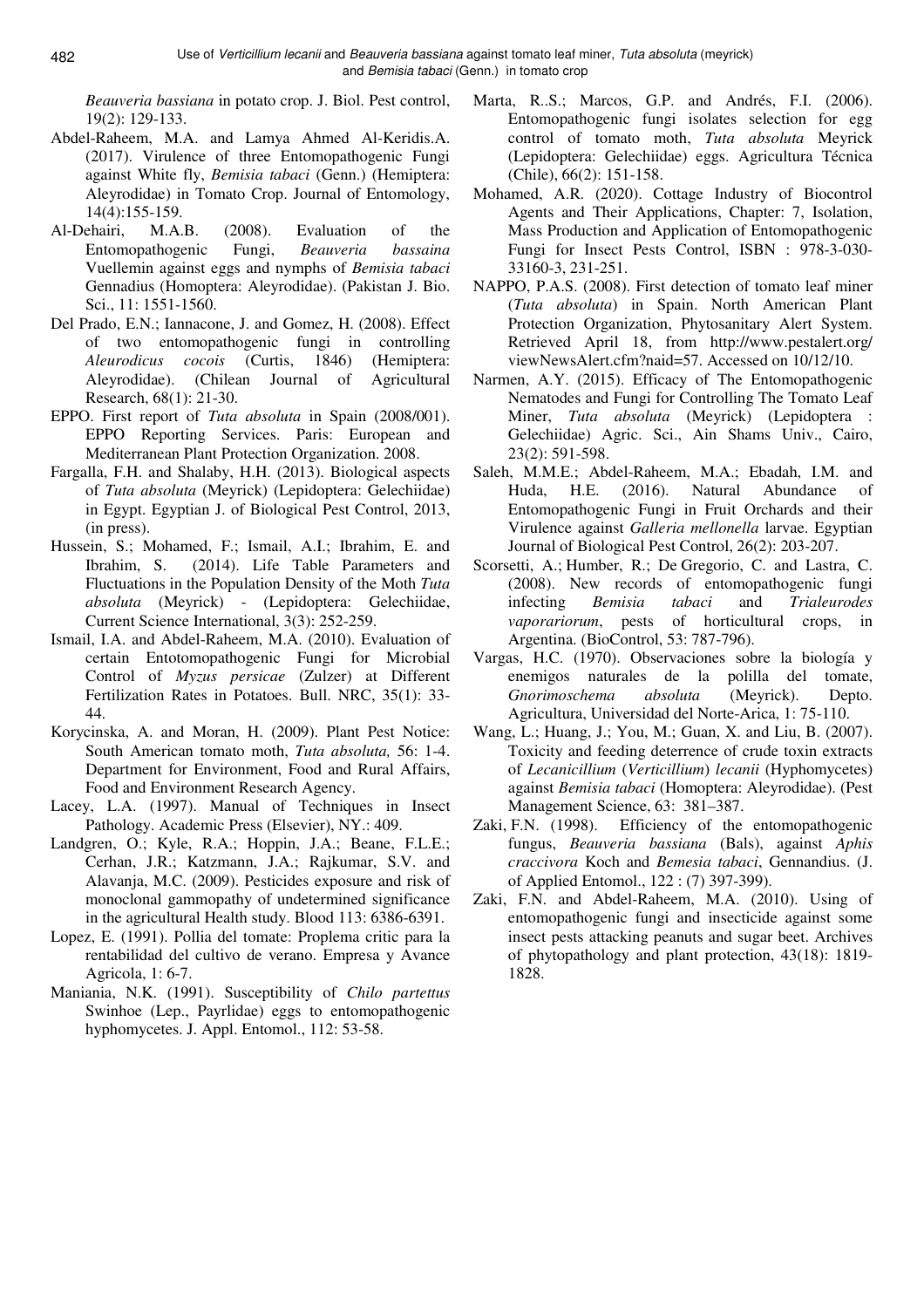*Beauveria bassiana* in potato crop. J. Biol. Pest control, 19(2): 129-133.

Abdel-Raheem, M.A. and Lamya Ahmed Al-Keridis.A. (2017). Virulence of three Entomopathogenic Fungi against White fly, *Bemisia tabaci* (Genn.) (Hemiptera: Aleyrodidae) in Tomato Crop. Journal of Entomology, 14(4):155-159.

Al-Dehairi, M.A.B. (2008). Evaluation of the Entomopathogenic Fungi, *Beauveria bassaina* Vuellemin against eggs and nymphs of *Bemisia tabaci* Gennadius (Homoptera: Aleyrodidae). (Pakistan J. Bio. Sci., 11: 1551-1560.

Del Prado, E.N.; Iannacone, J. and Gomez, H. (2008). Effect of two entomopathogenic fungi in controlling *Aleurodicus cocois* (Curtis, 1846) (Hemiptera: Aleyrodidae). (Chilean Journal of Agricultural Research, 68(1): 21-30.

EPPO. First report of *Tuta absoluta* in Spain (2008/001). EPPO Reporting Services. Paris: European and Mediterranean Plant Protection Organization. 2008.

Fargalla, F.H. and Shalaby, H.H. (2013). Biological aspects of *Tuta absoluta* (Meyrick) (Lepidoptera: Gelechiidae) in Egypt. Egyptian J. of Biological Pest Control, 2013, (in press).

Hussein, S.; Mohamed, F.; Ismail, A.I.; Ibrahim, E. and Ibrahim, S. (2014). Life Table Parameters and Fluctuations in the Population Density of the Moth *Tuta absoluta* (Meyrick) - (Lepidoptera: Gelechiidae, Current Science International, 3(3): 252-259.

Ismail, I.A. and Abdel-Raheem, M.A. (2010). Evaluation of certain Entotomopathogenic Fungi for Microbial Control of *Myzus persicae* (Zulzer) at Different Fertilization Rates in Potatoes. Bull. NRC, 35(1): 33-44.

Korycinska, A. and Moran, H. (2009). Plant Pest Notice: South American tomato moth, *Tuta absoluta,* 56: 1-4. Department for Environment, Food and Rural Affairs, Food and Environment Research Agency.

Lacey, L.A. (1997). Manual of Techniques in Insect Pathology. Academic Press (Elsevier), NY.: 409.

Landgren, O.; Kyle, R.A.; Hoppin, J.A.; Beane, F.L.E.; Cerhan, J.R.; Katzmann, J.A.; Rajkumar, S.V. and Alavanja, M.C. (2009). Pesticides exposure and risk of monoclonal gammopathy of undetermined significance in the agricultural Health study. Blood 113: 6386-6391.

Lopez, E. (1991). Pollia del tomate: Proplema critic para la rentabilidad del cultivo de verano. Empresa y Avance Agricola, 1: 6-7.

Maniania, N.K. (1991). Susceptibility of *Chilo partettus* Swinhoe (Lep., Payrlidae) eggs to entomopathogenic hyphomycetes. J. Appl. Entomol., 112: 53-58.

Marta, R..S.; Marcos, G.P. and Andrés, F.I. (2006). Entomopathogenic fungi isolates selection for egg control of tomato moth, *Tuta absoluta* Meyrick (Lepidoptera: Gelechiidae) eggs. Agricultura Técnica (Chile), 66(2): 151-158.

Mohamed, A.R. (2020). Cottage Industry of Biocontrol Agents and Their Applications, Chapter: 7, Isolation, Mass Production and Application of Entomopathogenic Fungi for Insect Pests Control, ISBN : 978-3-030-33160-3, 231-251.

NAPPO, P.A.S. (2008). First detection of tomato leaf miner (*Tuta absoluta*) in Spain. North American Plant Protection Organization, Phytosanitary Alert System. Retrieved April 18, from http://www.pestalert.org/viewNewsAlert.cfm?naid=57. Accessed on 10/12/10.

Narmen, A.Y. (2015). Efficacy of The Entomopathogenic Nematodes and Fungi for Controlling The Tomato Leaf Miner, *Tuta absoluta* (Meyrick) (Lepidoptera : Gelechiidae) Agric. Sci., Ain Shams Univ., Cairo, 23(2): 591-598.

Saleh, M.M.E.; Abdel-Raheem, M.A.; Ebadah, I.M. and Huda, H.E. (2016). Natural Abundance of Entomopathogenic Fungi in Fruit Orchards and their Virulence against *Galleria mellonella* larvae. Egyptian Journal of Biological Pest Control, 26(2): 203-207.

Scorsetti, A.; Humber, R.; De Gregorio, C. and Lastra, C. (2008). New records of entomopathogenic fungi infecting *Bemisia tabaci* and *Trialeurodes vaporariorum*, pests of horticultural crops, in Argentina. (BioControl, 53: 787-796).

Vargas, H.C. (1970). Observaciones sobre la biología y enemigos naturales de la polilla del tomate, *Gnorimoschema absoluta* (Meyrick). Depto. Agricultura, Universidad del Norte-Arica, 1: 75-110.

Wang, L.; Huang, J.; You, M.; Guan, X. and Liu, B. (2007). Toxicity and feeding deterrence of crude toxin extracts of *Lecanicillium* (*Verticillium*) *lecanii* (Hyphomycetes) against *Bemisia tabaci* (Homoptera: Aleyrodidae). (Pest Management Science, 63: 381–387.

Zaki, F.N. (1998). Efficiency of the entomopathogenic fungus, *Beauveria bassiana* (Bals), against *Aphis craccivora* Koch and *Bemesia tabaci*, Gennandius. (J. of Applied Entomol., 122 : (7) 397-399).

Zaki, F.N. and Abdel-Raheem, M.A. (2010). Using of entomopathogenic fungi and insecticide against some insect pests attacking peanuts and sugar beet. Archives of phytopathology and plant protection, 43(18): 1819-1828.